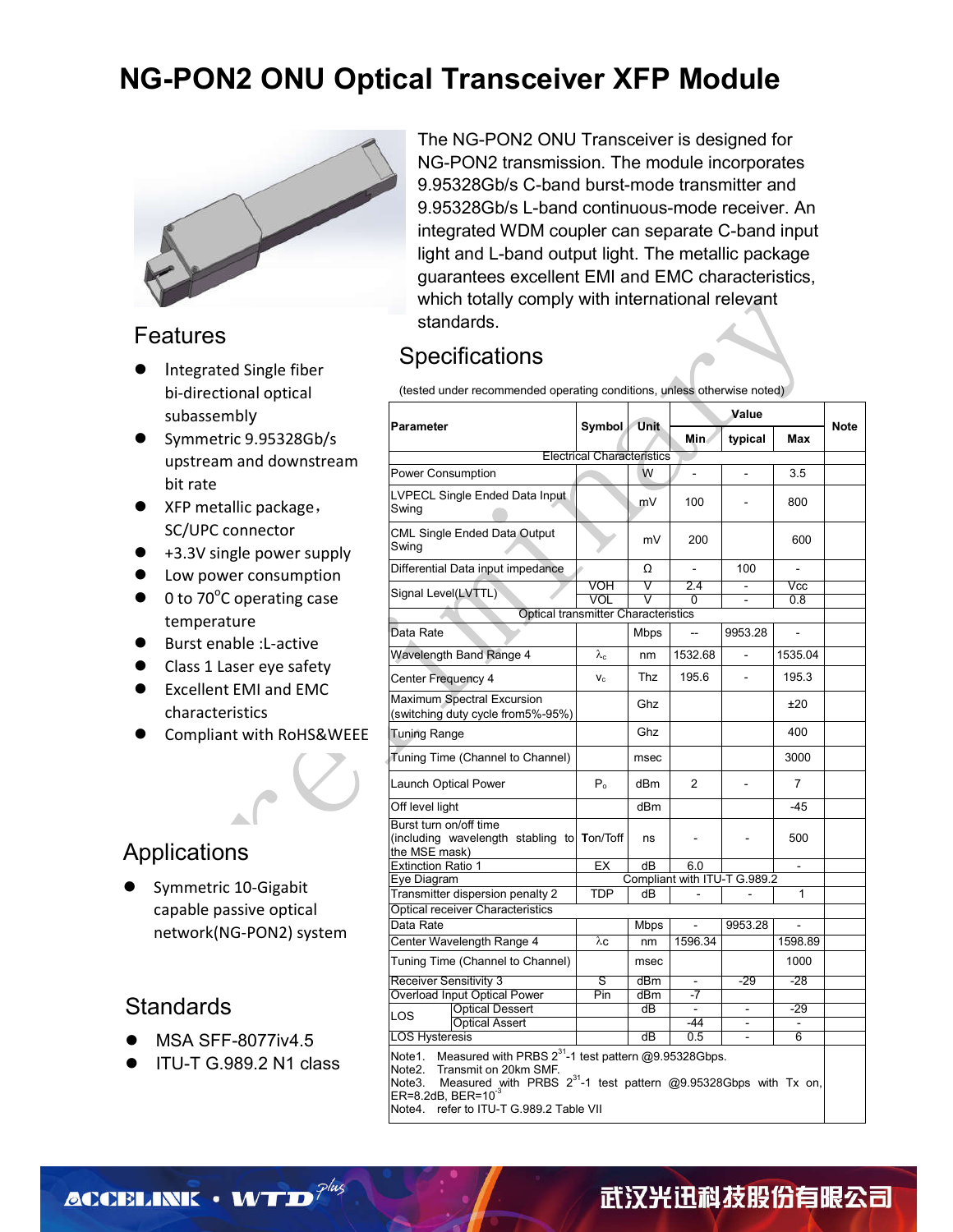# NG-PON2 ONU Optical Transceiver XFP Module

The NG-PON2 ONU Transceiver is designed for NG-PON2 transmission. The module incorporates 9.95328Gb/s C-band burst-mode transmitter and 9.95328Gb/s L-band continuous-mode receiver. An integrated WDM coupler can separate C-band input light and L-band output light. The metallic package guarantees excellent EMI and EMC characteristics, which totally comply with international relevant standards.

## Features

- Integrated Single fiber bi-directional optical subassembly
- Symmetric 9.95328Gb/s upstream and downstream bit rate
- XFP metallic package，SC/UPC connector
- +3.3V single power supply
- Low power consumption
- 0 to 70°C operating case temperature
- Burst enable :L-active
- Class 1 Laser eye safety
- Excellent EMI and EMC characteristics
- Compliant with RoHS&WEEE

## Applications

- Symmetric 10-Gigabit capable passive optical network(NG-PON2) system

## Standards

- MSA SFF-8077iv4.5
- ITU-T G.989.2 N1 class

## Specifications

(tested under recommended operating conditions, unless otherwise noted)

| Parameter | | Symbol | Unit | Value | | | Note |
|---|---|---|---|---|---|---|---|
| | | | | Min | typical | Max | |
| Electrical Characteristics | | | | | | | |
| Power Consumption | | | W | - | - | 3.5 | |
| LVPECL Single Ended Data Input Swing | | | mV | 100 | - | 800 | |
| CML Single Ended Data Output Swing | | | mV | 200 | | 600 | |
| Differential Data input impedance | | | Ω | - | 100 | - | |
| Signal Level(LVTTL) | | VOH | V | 2.4 | - | Vcc | |
| | | VOL | V | 0 | - | 0.8 | |
| Optical transmitter Characteristics | | | | | | | |
| Data Rate | | | Mbps | -- | 9953.28 | - | |
| Wavelength Band Range 4 | | $\lambda_c$ | nm | 1532.68 | - | 1535.04 | |
| Center Frequency 4 | | $v_c$ | Thz | 195.6 | - | 195.3 | |
| Maximum Spectral Excursion (switching duty cycle from5%-95%) | | | Ghz | | | ±20 | |
| Tuning Range | | | Ghz | | | 400 | |
| Tuning Time (Channel to Channel) | | | msec | | | 3000 | |
| Launch Optical Power | | $P_o$ | dBm | 2 | - | 7 | |
| Off level light | | | dBm | | | -45 | |
| Burst turn on/off time (including wavelength stabling to the MSE mask) | | Ton/Toff | ns | - | - | 500 | |
| Extinction Ratio 1 | | EX | dB | 6.0 | | - | |
| Eye Diagram | | Compliant with ITU-T G.989.2 | | | | | |
| Transmitter dispersion penalty 2 | | TDP | dB | - | - | 1 | |
| Optical receiver Characteristics | | | | | | | |
| Data Rate | | | Mbps | - | 9953.28 | - | |
| Center Wavelength Range 4 | | λc | nm | 1596.34 | | 1598.89 | |
| Tuning Time (Channel to Channel) | | | msec | | | 1000 | |
| Receiver Sensitivity 3 | | S | dBm | - | -29 | -28 | |
| Overload Input Optical Power | | Pin | dBm | -7 | | | |
| LOS | Optical Dessert | | dB | - | - | -29 | |
| | Optical Assert | | | -44 | - | - | |
| LOS Hysteresis | | | dB | 0.5 | - | 6 | |

Note1. Measured with PRBS $2^{31}$-1 test pattern @9.95328Gbps.
Note2. Transmit on 20km SMF.
Note3. Measured with PRBS $2^{31}$-1 test pattern @9.95328Gbps with Tx on, ER=8.2dB, BER=$10^{-3}$
Note4. refer to ITU-T G.989.2 Table VII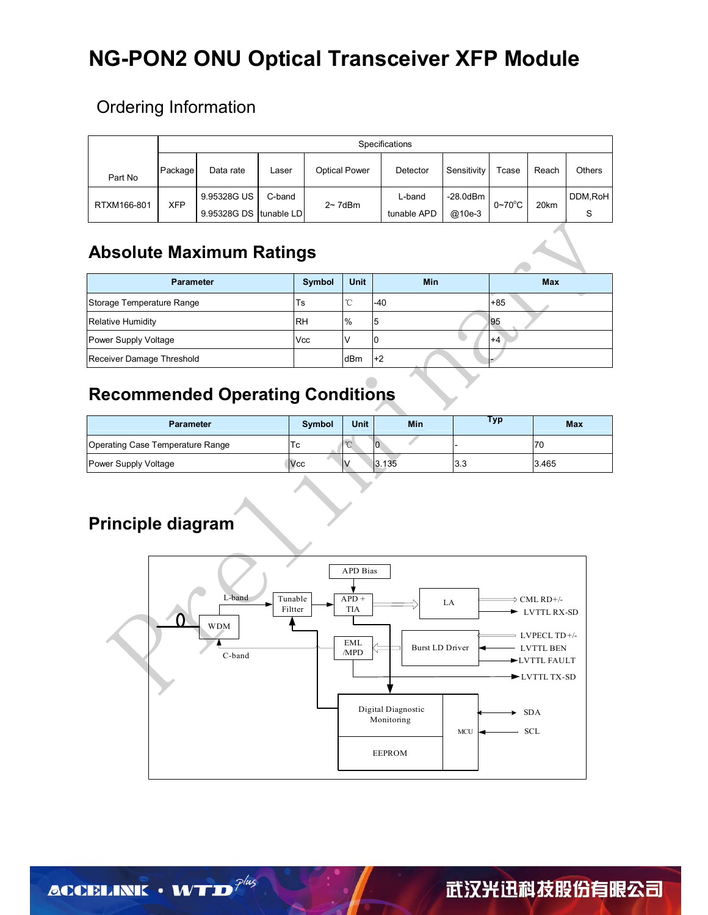# NG-PON2 ONU Optical Transceiver XFP Module

## Ordering Information

| Part No | Specifications | | | | | | | | |
|---|---|---|---|---|---|---|---|---|---|
| | Package | Data rate | Laser | Optical Power | Detector | Sensitivity | Tcase | Reach | Others |
| RTXM166-801 | XFP | 9.95328G US<br>9.95328G DS | C-band<br>tunable LD | 2~ 7dBm | L-band<br>tunable APD | -28.0dBm<br>@10e-3 | 0~70°C | 20km | DDM,RoHS |

## Absolute Maximum Ratings

| Parameter | Symbol | Unit | Min | Max |
|---|---|---|---|---|
| Storage Temperature Range | Ts | ℃ | -40 | +85 |
| Relative Humidity | RH | % | 5 | 95 |
| Power Supply Voltage | Vcc | V | 0 | +4 |
| Receiver Damage Threshold | | dBm | +2 | - |

## Recommended Operating Conditions

| Parameter | Symbol | Unit | Min | Typ | Max |
|---|---|---|---|---|---|
| Operating Case Temperature Range | Tc | ℃ | 0 | - | 70 |
| Power Supply Voltage | Vcc | V | 3.135 | 3.3 | 3.465 |

## Principle diagram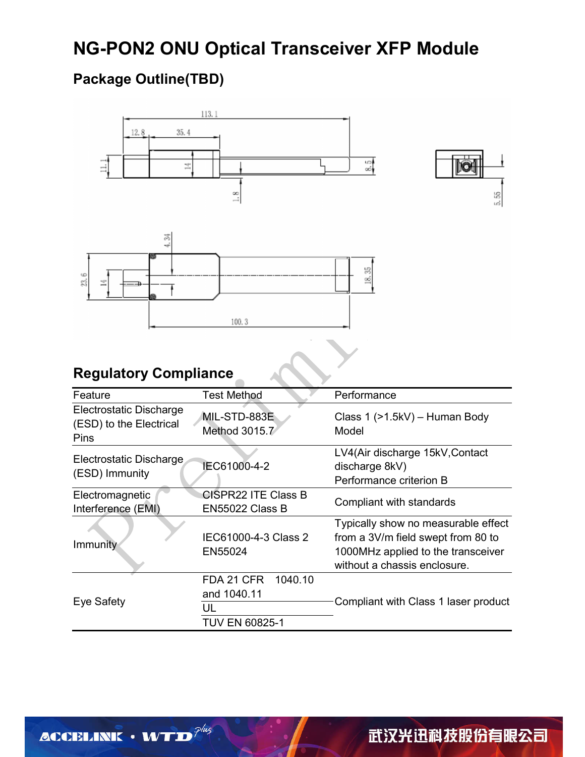# NG-PON2 ONU Optical Transceiver XFP Module

## Package Outline(TBD)

113.1
12.8
35.4
11.1
14
8.5
1.8
5.55
4.34
23.6
14
18.35
100.3

## Regulatory Compliance

| Feature | Test Method | Performance |
|---|---|---|
| Electrostatic Discharge (ESD) to the Electrical Pins | MIL-STD-883E Method 3015.7 | Class 1 (>1.5kV) – Human Body Model |
| Electrostatic Discharge (ESD) Immunity | IEC61000-4-2 | LV4(Air discharge 15kV,Contact discharge 8kV) Performance criterion B |
| Electromagnetic Interference (EMI) | CISPR22 ITE Class B EN55022 Class B | Compliant with standards |
| Immunity | IEC61000-4-3 Class 2 EN55024 | Typically show no measurable effect from a 3V/m field swept from 80 to 1000MHz applied to the transceiver without a chassis enclosure. |
| Eye Safety | FDA 21 CFR 1040.10 and 1040.11 | Compliant with Class 1 laser product |
| | UL | |
| | TUV EN 60825-1 | |